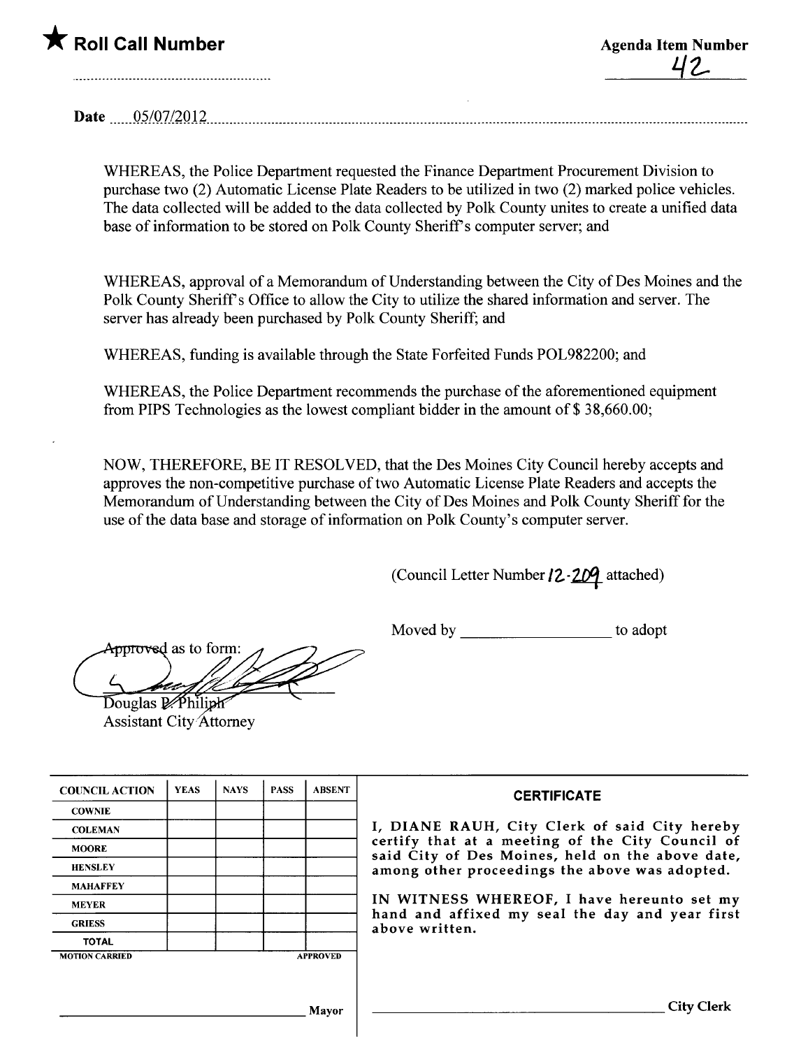★ **Roll Call Number**

**Agenda Item Number**

42

**Date** 05/07/2012

WHEREAS, the Police Department requested the Finance Department Procurement Division to purchase two (2) Automatic License Plate Readers to be utilized in two (2) marked police vehicles. The data collected will be added to the data collected by Polk County unites to create a unified data base of information to be stored on Polk County Sheriff's computer server; and

WHEREAS, approval of a Memorandum of Understanding between the City of Des Moines and the Polk County Sheriff's Office to allow the City to utilize the shared information and server. The server has already been purchased by Polk County Sheriff; and

WHEREAS, funding is available through the State Forfeited Funds POL982200; and

WHEREAS, the Police Department recommends the purchase of the aforementioned equipment from PIPS Technologies as the lowest compliant bidder in the amount of $ 38,660.00;

NOW, THEREFORE, BE IT RESOLVED, that the Des Moines City Council hereby accepts and approves the non-competitive purchase of two Automatic License Plate Readers and accepts the Memorandum of Understanding between the City of Des Moines and Polk County Sheriff for the use of the data base and storage of information on Polk County's computer server.

(Council Letter Number 12-209 attached)

Moved by ________________ to adopt

Approved as to form:

Douglas P. Philiph
Assistant City Attorney

| COUNCIL ACTION | YEAS | NAYS | PASS | ABSENT |
|---|---|---|---|---|
| COWNIE | | | | |
| COLEMAN | | | | |
| MOORE | | | | |
| HENSLEY | | | | |
| MAHAFFEY | | | | |
| MEYER | | | | |
| GRIESS | | | | |
| TOTAL | | | | |
| MOTION CARRIED | | | | APPROVED |

________________________ Mayor

**CERTIFICATE**

I, DIANE RAUH, City Clerk of said City hereby certify that at a meeting of the City Council of said City of Des Moines, held on the above date, among other proceedings the above was adopted.

IN WITNESS WHEREOF, I have hereunto set my hand and affixed my seal the day and year first above written.

________________________ City Clerk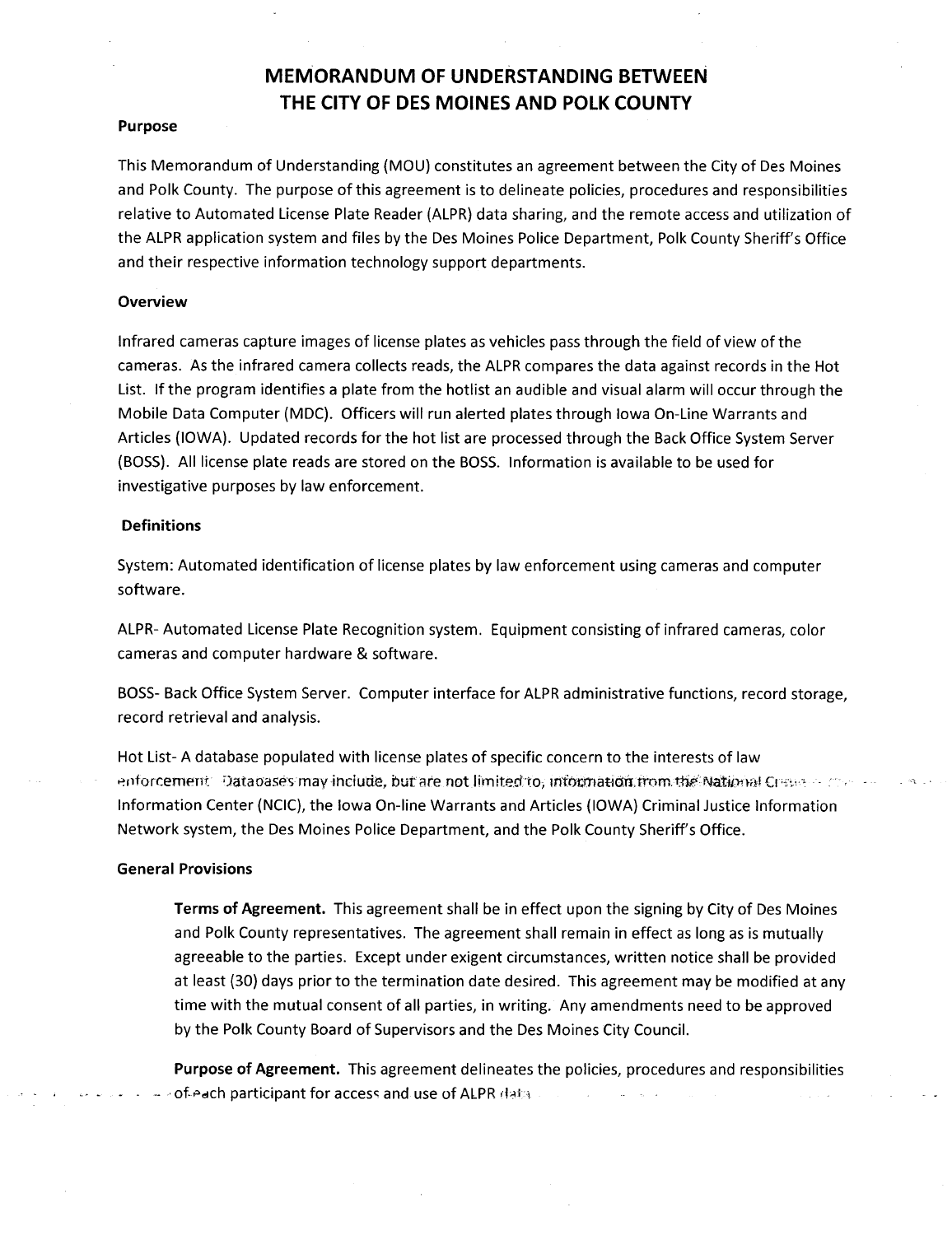# MEMORANDUM OF UNDERSTANDING BETWEEN THE CITY OF DES MOINES AND POLK COUNTY

### Purpose

This Memorandum of Understanding (MOU) constitutes an agreement between the City of Des Moines and Polk County. The purpose of this agreement is to delineate policies, procedures and responsibilities relative to Automated License Plate Reader (ALPR) data sharing, and the remote access and utilization of the ALPR application system and files by the Des Moines Police Department, Polk County Sheriff's Office and their respective information technology support departments.

### Overview

Infrared cameras capture images of license plates as vehicles pass through the field of view of the cameras. As the infrared camera collects reads, the ALPR compares the data against records in the Hot List. If the program identifies a plate from the hotlist an audible and visual alarm will occur through the Mobile Data Computer (MDC). Officers will run alerted plates through Iowa On-Line Warrants and Articles (IOWA). Updated records for the hot list are processed through the Back Office System Server (BOSS). All license plate reads are stored on the BOSS. Information is available to be used for investigative purposes by law enforcement.

### Definitions

System: Automated identification of license plates by law enforcement using cameras and computer software.

ALPR- Automated License Plate Recognition system. Equipment consisting of infrared cameras, color cameras and computer hardware & software.

BOSS- Back Office System Server. Computer interface for ALPR administrative functions, record storage, record retrieval and analysis.

Hot List- A database populated with license plates of specific concern to the interests of law enforcement. Databases may include, but are not limited to, information from the National Crime Information Center (NCIC), the Iowa On-line Warrants and Articles (IOWA) Criminal Justice Information Network system, the Des Moines Police Department, and the Polk County Sheriff's Office.

### General Provisions

**Terms of Agreement.** This agreement shall be in effect upon the signing by City of Des Moines and Polk County representatives. The agreement shall remain in effect as long as is mutually agreeable to the parties. Except under exigent circumstances, written notice shall be provided at least (30) days prior to the termination date desired. This agreement may be modified at any time with the mutual consent of all parties, in writing. Any amendments need to be approved by the Polk County Board of Supervisors and the Des Moines City Council.

**Purpose of Agreement.** This agreement delineates the policies, procedures and responsibilities of each participant for access and use of ALPR data.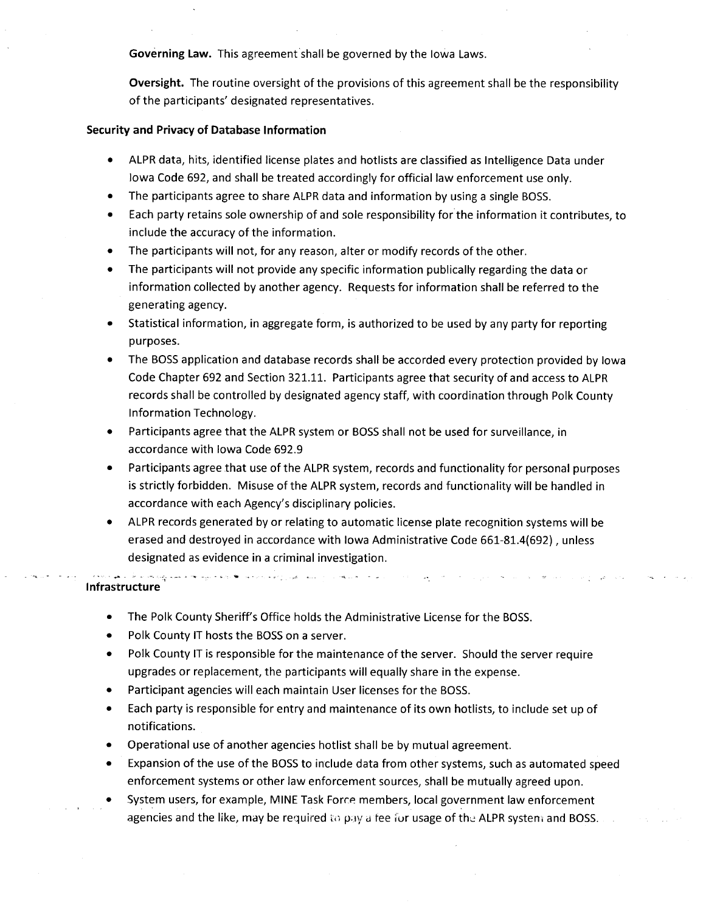**Governing Law.** This agreement shall be governed by the Iowa Laws.

**Oversight.** The routine oversight of the provisions of this agreement shall be the responsibility of the participants' designated representatives.

**Security and Privacy of Database Information**

- ALPR data, hits, identified license plates and hotlists are classified as Intelligence Data under Iowa Code 692, and shall be treated accordingly for official law enforcement use only.
- The participants agree to share ALPR data and information by using a single BOSS.
- Each party retains sole ownership of and sole responsibility for the information it contributes, to include the accuracy of the information.
- The participants will not, for any reason, alter or modify records of the other.
- The participants will not provide any specific information publically regarding the data or information collected by another agency. Requests for information shall be referred to the generating agency.
- Statistical information, in aggregate form, is authorized to be used by any party for reporting purposes.
- The BOSS application and database records shall be accorded every protection provided by Iowa Code Chapter 692 and Section 321.11. Participants agree that security of and access to ALPR records shall be controlled by designated agency staff, with coordination through Polk County Information Technology.
- Participants agree that the ALPR system or BOSS shall not be used for surveillance, in accordance with Iowa Code 692.9
- Participants agree that use of the ALPR system, records and functionality for personal purposes is strictly forbidden. Misuse of the ALPR system, records and functionality will be handled in accordance with each Agency's disciplinary policies.
- ALPR records generated by or relating to automatic license plate recognition systems will be erased and destroyed in accordance with Iowa Administrative Code 661-81.4(692) , unless designated as evidence in a criminal investigation.

**Infrastructure**

- The Polk County Sheriff's Office holds the Administrative License for the BOSS.
- Polk County IT hosts the BOSS on a server.
- Polk County IT is responsible for the maintenance of the server. Should the server require upgrades or replacement, the participants will equally share in the expense.
- Participant agencies will each maintain User licenses for the BOSS.
- Each party is responsible for entry and maintenance of its own hotlists, to include set up of notifications.
- Operational use of another agencies hotlist shall be by mutual agreement.
- Expansion of the use of the BOSS to include data from other systems, such as automated speed enforcement systems or other law enforcement sources, shall be mutually agreed upon.
- System users, for example, MINE Task Force members, local government law enforcement agencies and the like, may be required to pay a fee for usage of the ALPR system and BOSS.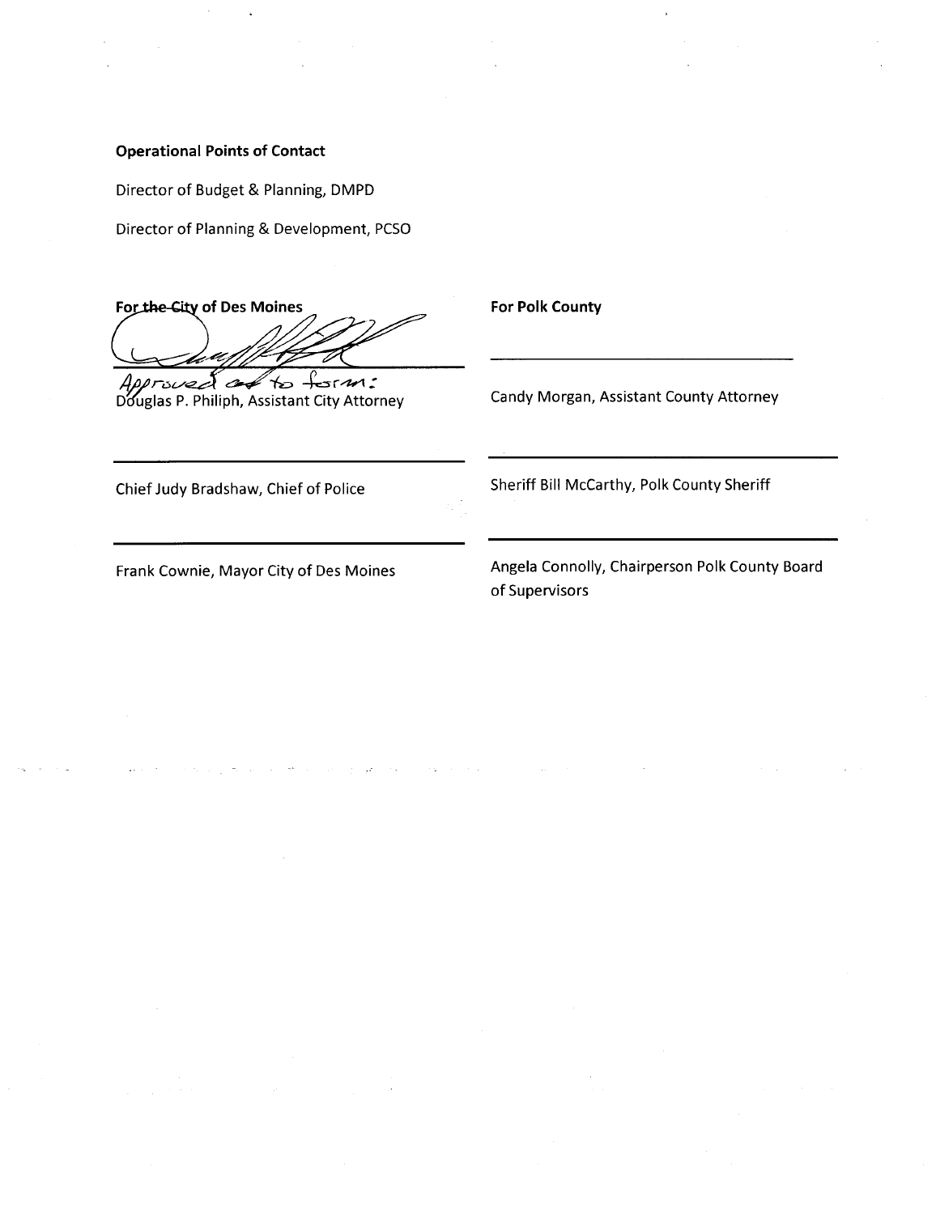**Operational Points of Contact**

Director of Budget & Planning, DMPD

Director of Planning & Development, PCSO

**For the City of Des Moines**

Approved as to form:
Douglas P. Philiph, Assistant City Attorney

Chief Judy Bradshaw, Chief of Police

Frank Cownie, Mayor City of Des Moines

**For Polk County**

Candy Morgan, Assistant County Attorney

Sheriff Bill McCarthy, Polk County Sheriff

Angela Connolly, Chairperson Polk County Board of Supervisors